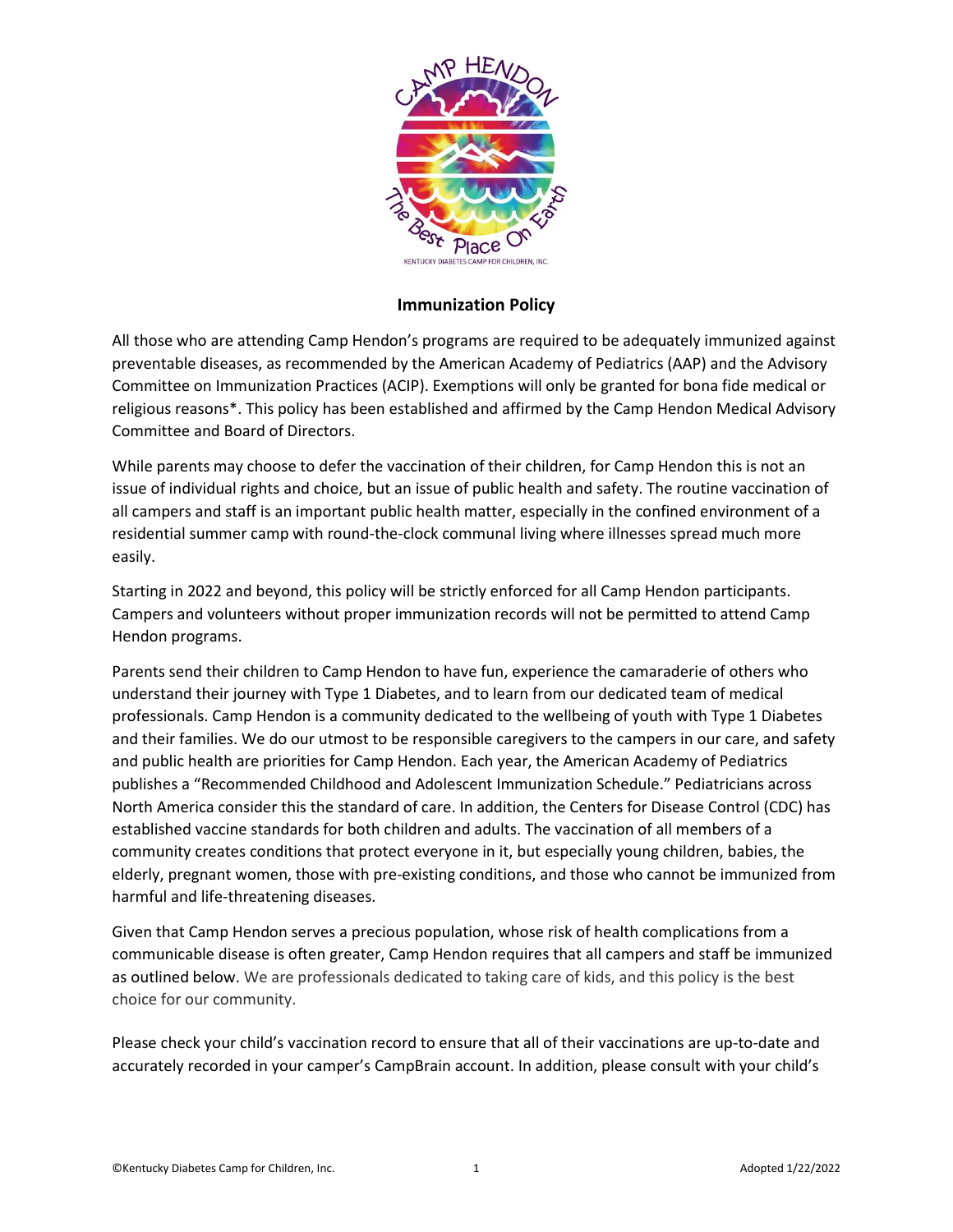# Immunization Policy

All those who are attending Camp Hendon's programs are required to be adequately immunized against preventable diseases, as recommended by the American Academy of Pediatrics (AAP) and the Advisory Committee on Immunization Practices (ACIP). Exemptions will only be granted for bona fide medical or religious reasons*. This policy has been established and affirmed by the Camp Hendon Medical Advisory Committee and Board of Directors.

While parents may choose to defer the vaccination of their children, for Camp Hendon this is not an issue of individual rights and choice, but an issue of public health and safety. The routine vaccination of all campers and staff is an important public health matter, especially in the confined environment of a residential summer camp with round-the-clock communal living where illnesses spread much more easily.

Starting in 2022 and beyond, this policy will be strictly enforced for all Camp Hendon participants. Campers and volunteers without proper immunization records will not be permitted to attend Camp Hendon programs.

Parents send their children to Camp Hendon to have fun, experience the camaraderie of others who understand their journey with Type 1 Diabetes, and to learn from our dedicated team of medical professionals. Camp Hendon is a community dedicated to the wellbeing of youth with Type 1 Diabetes and their families. We do our utmost to be responsible caregivers to the campers in our care, and safety and public health are priorities for Camp Hendon. Each year, the American Academy of Pediatrics publishes a "Recommended Childhood and Adolescent Immunization Schedule." Pediatricians across North America consider this the standard of care. In addition, the Centers for Disease Control (CDC) has established vaccine standards for both children and adults. The vaccination of all members of a community creates conditions that protect everyone in it, but especially young children, babies, the elderly, pregnant women, those with pre-existing conditions, and those who cannot be immunized from harmful and life-threatening diseases.

Given that Camp Hendon serves a precious population, whose risk of health complications from a communicable disease is often greater, Camp Hendon requires that all campers and staff be immunized as outlined below. We are professionals dedicated to taking care of kids, and this policy is the best choice for our community.

Please check your child's vaccination record to ensure that all of their vaccinations are up-to-date and accurately recorded in your camper's CampBrain account. In addition, please consult with your child's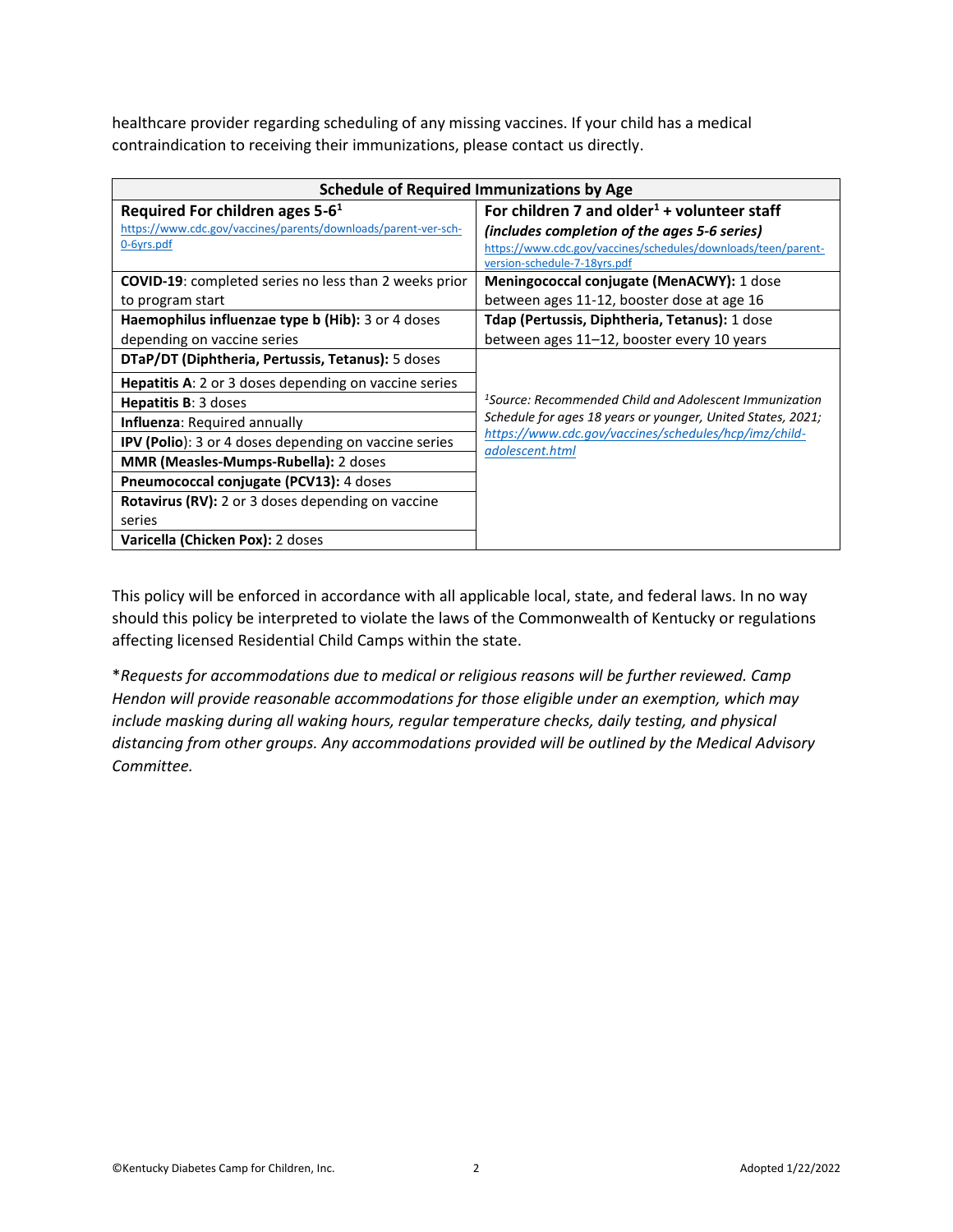healthcare provider regarding scheduling of any missing vaccines. If your child has a medical contraindication to receiving their immunizations, please contact us directly.

| Schedule of Required Immunizations by Age | |
|---|---|
| **Required For children ages 5-6**[1] https://www.cdc.gov/vaccines/parents/downloads/parent-ver-sch-0-6yrs.pdf | **For children 7 and older**[1] **+ volunteer staff** ***(includes completion of the ages 5-6 series)*** https://www.cdc.gov/vaccines/schedules/downloads/teen/parent-version-schedule-7-18yrs.pdf |
| **COVID-19**: completed series no less than 2 weeks prior to program start | **Meningococcal conjugate (MenACWY):** 1 dose between ages 11-12, booster dose at age 16 |
| **Haemophilus influenzae type b (Hib):** 3 or 4 doses depending on vaccine series | **Tdap (Pertussis, Diphtheria, Tetanus):** 1 dose between ages 11–12, booster every 10 years |
| **DTaP/DT (Diphtheria, Pertussis, Tetanus):** 5 doses | *[1]Source: Recommended Child and Adolescent Immunization Schedule for ages 18 years or younger, United States, 2021; https://www.cdc.gov/vaccines/schedules/hcp/imz/child-adolescent.html* |
| **Hepatitis A**: 2 or 3 doses depending on vaccine series | |
| **Hepatitis B**: 3 doses | |
| **Influenza**: Required annually | |
| **IPV (Polio**): 3 or 4 doses depending on vaccine series | |
| **MMR (Measles-Mumps-Rubella):** 2 doses | |
| **Pneumococcal conjugate (PCV13):** 4 doses | |
| **Rotavirus (RV):** 2 or 3 doses depending on vaccine series | |
| **Varicella (Chicken Pox):** 2 doses | |

This policy will be enforced in accordance with all applicable local, state, and federal laws. In no way should this policy be interpreted to violate the laws of the Commonwealth of Kentucky or regulations affecting licensed Residential Child Camps within the state.

\**Requests for accommodations due to medical or religious reasons will be further reviewed. Camp Hendon will provide reasonable accommodations for those eligible under an exemption, which may include masking during all waking hours, regular temperature checks, daily testing, and physical distancing from other groups. Any accommodations provided will be outlined by the Medical Advisory Committee.*